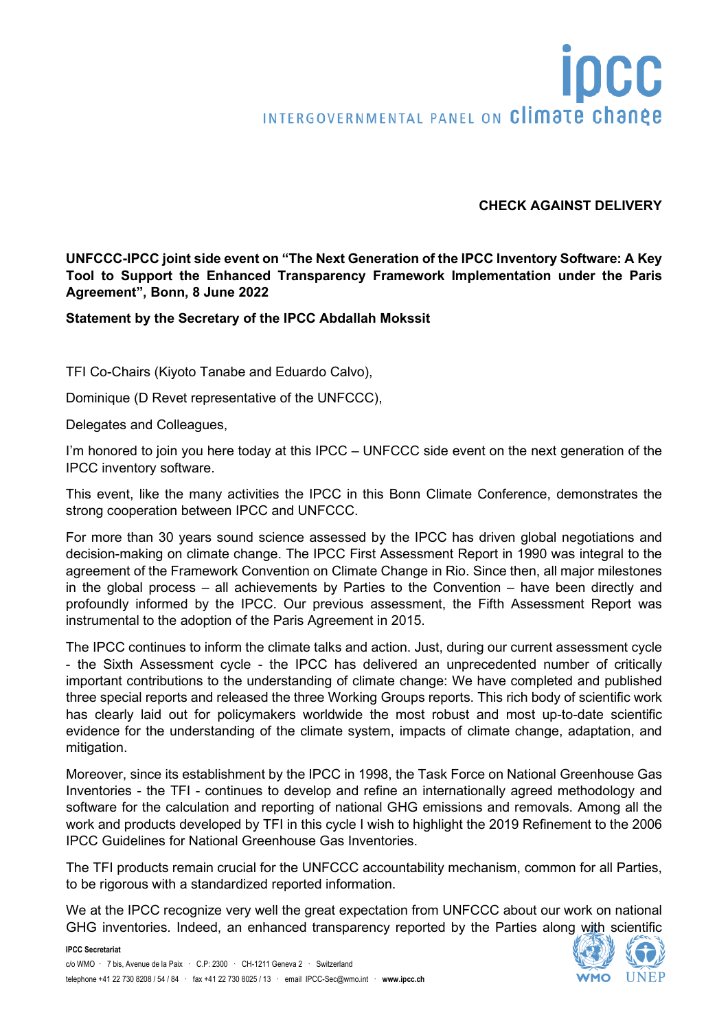**CHECK AGAINST DELIVERY**

**UNFCCC-IPCC joint side event on "The Next Generation of the IPCC Inventory Software: A Key Tool to Support the Enhanced Transparency Framework Implementation under the Paris Agreement", Bonn, 8 June 2022**

**Statement by the Secretary of the IPCC Abdallah Mokssit**

TFI Co-Chairs (Kiyoto Tanabe and Eduardo Calvo),

Dominique (D Revet representative of the UNFCCC),

Delegates and Colleagues,

I'm honored to join you here today at this IPCC – UNFCCC side event on the next generation of the IPCC inventory software.

This event, like the many activities the IPCC in this Bonn Climate Conference, demonstrates the strong cooperation between IPCC and UNFCCC.

For more than 30 years sound science assessed by the IPCC has driven global negotiations and decision-making on climate change. The IPCC First Assessment Report in 1990 was integral to the agreement of the Framework Convention on Climate Change in Rio. Since then, all major milestones in the global process – all achievements by Parties to the Convention – have been directly and profoundly informed by the IPCC. Our previous assessment, the Fifth Assessment Report was instrumental to the adoption of the Paris Agreement in 2015.

The IPCC continues to inform the climate talks and action. Just, during our current assessment cycle - the Sixth Assessment cycle - the IPCC has delivered an unprecedented number of critically important contributions to the understanding of climate change: We have completed and published three special reports and released the three Working Groups reports. This rich body of scientific work has clearly laid out for policymakers worldwide the most robust and most up-to-date scientific evidence for the understanding of the climate system, impacts of climate change, adaptation, and mitigation.

Moreover, since its establishment by the IPCC in 1998, the Task Force on National Greenhouse Gas Inventories - the TFI - continues to develop and refine an internationally agreed methodology and software for the calculation and reporting of national GHG emissions and removals. Among all the work and products developed by TFI in this cycle I wish to highlight the 2019 Refinement to the 2006 IPCC Guidelines for National Greenhouse Gas Inventories.

The TFI products remain crucial for the UNFCCC accountability mechanism, common for all Parties, to be rigorous with a standardized reported information.

We at the IPCC recognize very well the great expectation from UNFCCC about our work on national GHG inventories. Indeed, an enhanced transparency reported by the Parties along with scientific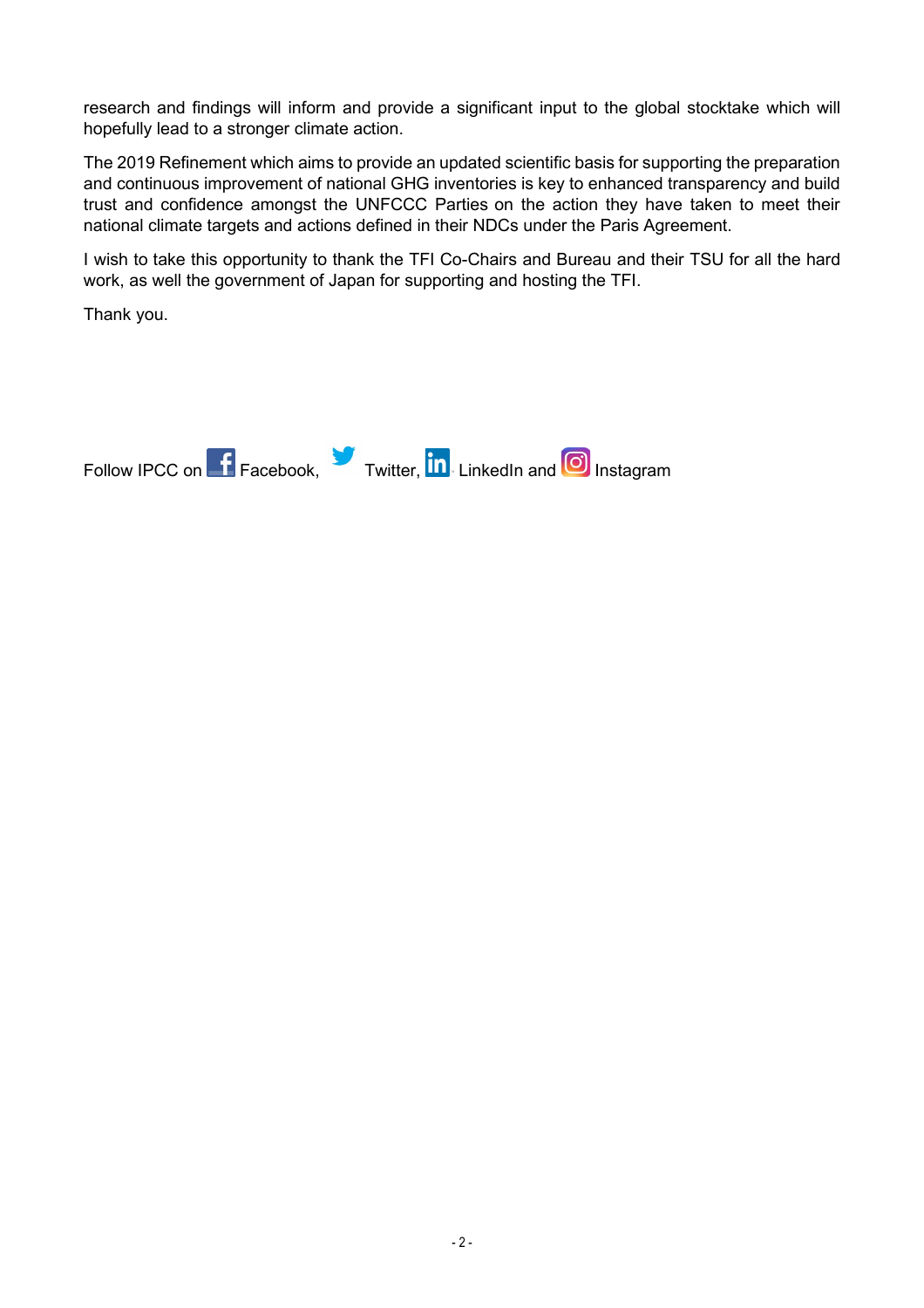research and findings will inform and provide a significant input to the global stocktake which will hopefully lead to a stronger climate action.

The 2019 Refinement which aims to provide an updated scientific basis for supporting the preparation and continuous improvement of national GHG inventories is key to enhanced transparency and build trust and confidence amongst the UNFCCC Parties on the action they have taken to meet their national climate targets and actions defined in their NDCs under the Paris Agreement.

I wish to take this opportunity to thank the TFI Co-Chairs and Bureau and their TSU for all the hard work, as well the government of Japan for supporting and hosting the TFI.

Thank you.

Follow IPCC on Facebook, Twitter, LinkedIn and Instagram